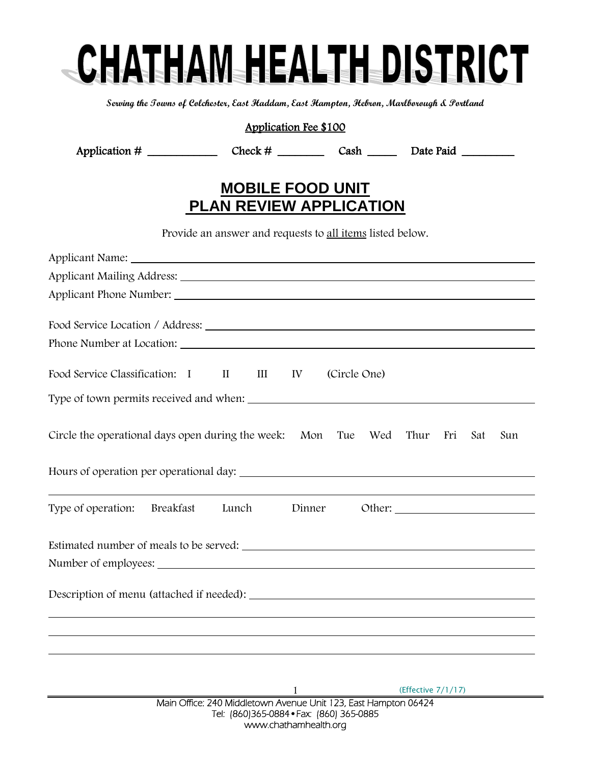# CHATHAM HEALTH DISTRICT

***Serving the Towns of Colchester, East Haddam, East Hampton, Hebron, Marlborough & Portland***

Application Fee $100

Application # ____________ Check # ________ Cash _____ Date Paid _________

## MOBILE FOOD UNIT
## PLAN REVIEW APPLICATION

Provide an answer and requests to all items listed below.

Applicant Name: ______________________________________________

Applicant Mailing Address: ______________________________________________

Applicant Phone Number: ______________________________________________

Food Service Location / Address: ______________________________________________

Phone Number at Location: ______________________________________________

Food Service Classification: I II III IV (Circle One)

Type of town permits received and when: ______________________________________________

Circle the operational days open during the week: Mon Tue Wed Thur Fri Sat Sun

Hours of operation per operational day: ______________________________________________

______________________________________________

Type of operation: Breakfast Lunch Dinner Other: ____________________

Estimated number of meals to be served: ______________________________________________

Number of employees: ______________________________________________

Description of menu (attached if needed): ______________________________________________

______________________________________________

______________________________________________

______________________________________________

(Effective 7/1/17)

Main Office: 240 Middletown Avenue Unit 123, East Hampton 06424
Tel: (860)365-0884 • Fax: (860) 365-0885
www.chathamhealth.org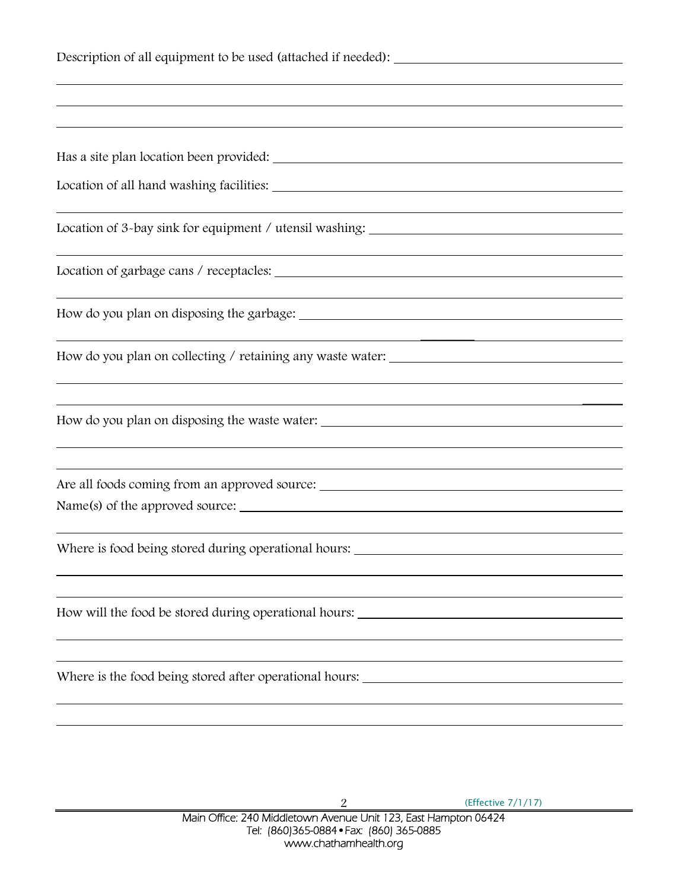Description of all equipment to be used (attached if needed): ______________________

______________________________________________________________________

______________________________________________________________________

______________________________________________________________________

Has a site plan location been provided: ______________________

Location of all hand washing facilities: ______________________

______________________________________________________________________

Location of 3-bay sink for equipment / utensil washing: ______________________

______________________________________________________________________

Location of garbage cans / receptacles: ______________________

______________________________________________________________________

How do you plan on disposing the garbage: ______________________

______________________________________________________________________

How do you plan on collecting / retaining any waste water: ______________________

______________________________________________________________________

______________________________________________________________________

How do you plan on disposing the waste water: ______________________

______________________________________________________________________

______________________________________________________________________

Are all foods coming from an approved source: ______________________

Name(s) of the approved source: ______________________

______________________________________________________________________

Where is food being stored during operational hours: ______________________

______________________________________________________________________

______________________________________________________________________

How will the food be stored during operational hours: ______________________

______________________________________________________________________

______________________________________________________________________

Where is the food being stored after operational hours: ______________________

______________________________________________________________________

______________________________________________________________________

(Effective 7/1/17)

Main Office: 240 Middletown Avenue Unit 123, East Hampton 06424
Tel: (860)365-0884 • Fax: (860) 365-0885
www.chathamhealth.org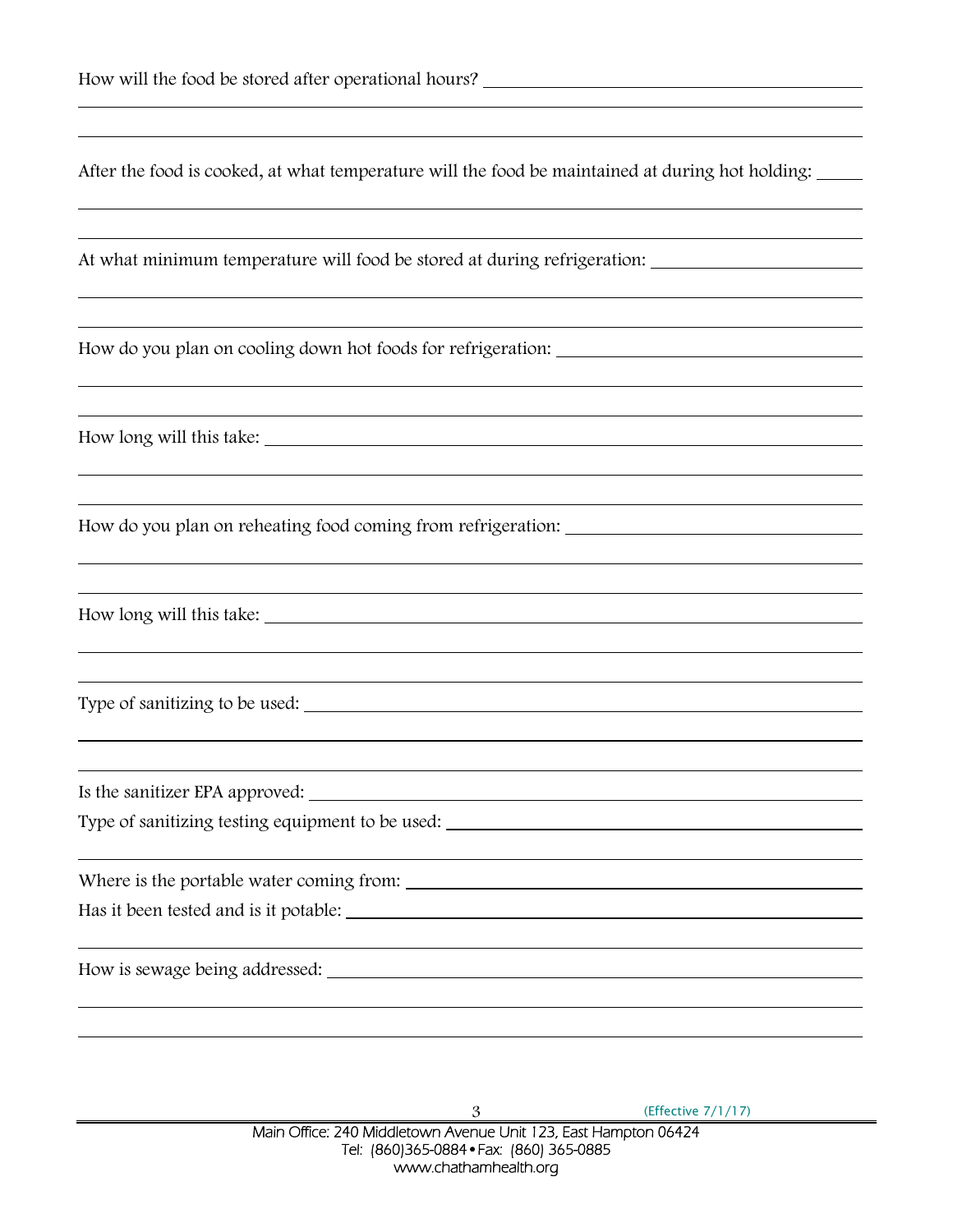How will the food be stored after operational hours? ______________________________

______________________________________________________________________

______________________________________________________________________

After the food is cooked, at what temperature will the food be maintained at during hot holding: _____

______________________________________________________________________

______________________________________________________________________

At what minimum temperature will food be stored at during refrigeration: ______________________

______________________________________________________________________

______________________________________________________________________

How do you plan on cooling down hot foods for refrigeration: ______________________

______________________________________________________________________

______________________________________________________________________

How long will this take: ______________________________________________

______________________________________________________________________

______________________________________________________________________

How do you plan on reheating food coming from refrigeration: ______________________

______________________________________________________________________

______________________________________________________________________

How long will this take: ______________________________________________

______________________________________________________________________

______________________________________________________________________

Type of sanitizing to be used: ______________________________________________

______________________________________________________________________

______________________________________________________________________

Is the sanitizer EPA approved: ______________________________________________

Type of sanitizing testing equipment to be used: ______________________________

______________________________________________________________________

Where is the portable water coming from: ______________________________________

Has it been tested and is it potable: ______________________________________

______________________________________________________________________

How is sewage being addressed: ______________________________________________

______________________________________________________________________

______________________________________________________________________

(Effective 7/1/17)

Main Office: 240 Middletown Avenue Unit 123, East Hampton 06424
Tel: (860)365-0884 • Fax: (860) 365-0885
www.chathamhealth.org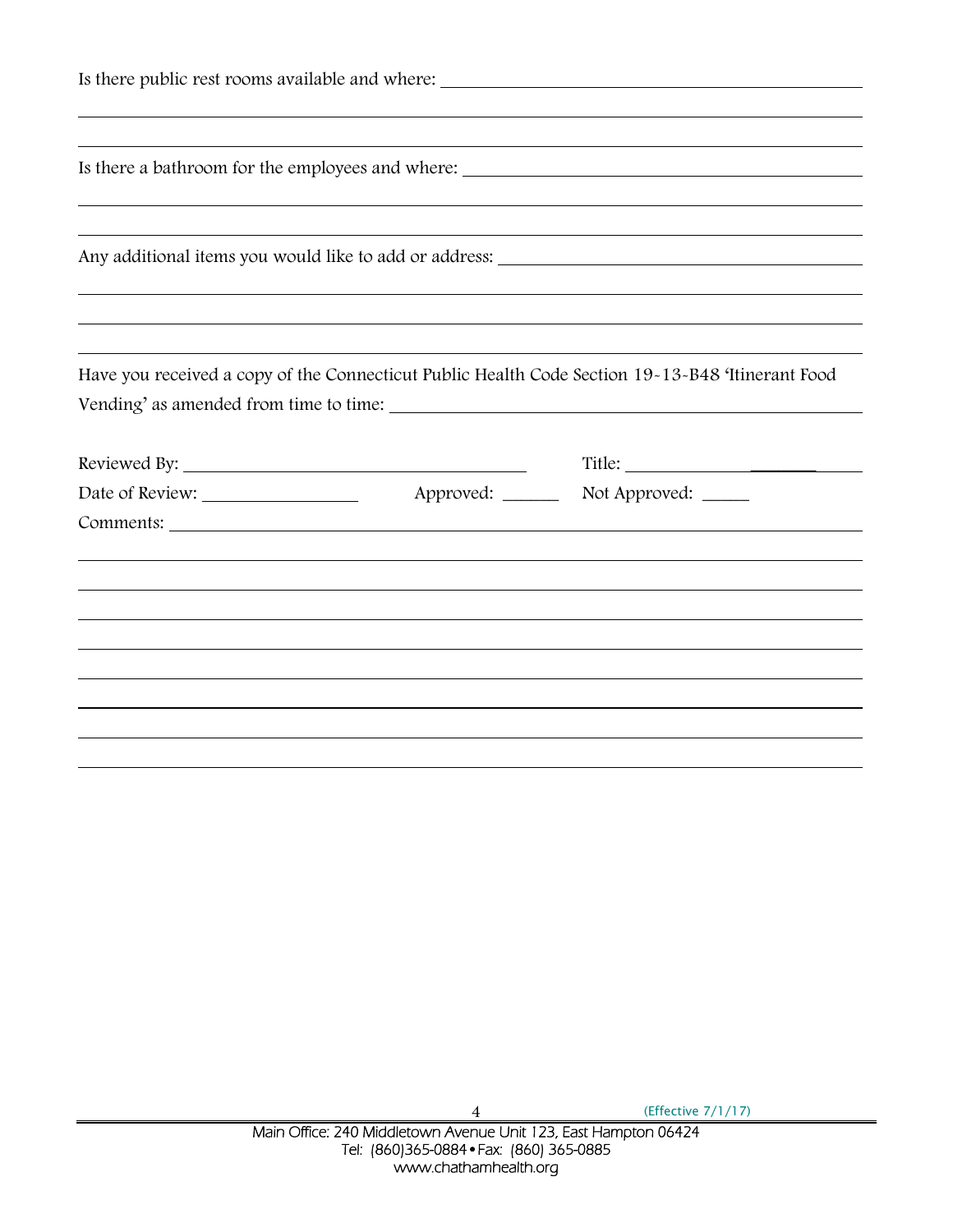Is there public rest rooms available and where: ___________________________________________

_____________________________________________________________________________

_____________________________________________________________________________

Is there a bathroom for the employees and where: _________________________________________

_____________________________________________________________________________

_____________________________________________________________________________

Any additional items you would like to add or address: ____________________________________

_____________________________________________________________________________

_____________________________________________________________________________

_____________________________________________________________________________

Have you received a copy of the Connecticut Public Health Code Section 19-13-B48 'Itinerant Food Vending' as amended from time to time: ________________________________________________

Reviewed By: ___________________________ Title: ___________________

Date of Review: ______________ Approved: ______ Not Approved: _____

Comments: ___________________________________________________________________

_____________________________________________________________________________

_____________________________________________________________________________

_____________________________________________________________________________

_____________________________________________________________________________

_____________________________________________________________________________

_____________________________________________________________________________

_____________________________________________________________________________

_____________________________________________________________________________

(Effective 7/1/17)

Main Office: 240 Middletown Avenue Unit 123, East Hampton 06424
Tel: (860)365-0884 • Fax: (860) 365-0885
www.chathamhealth.org